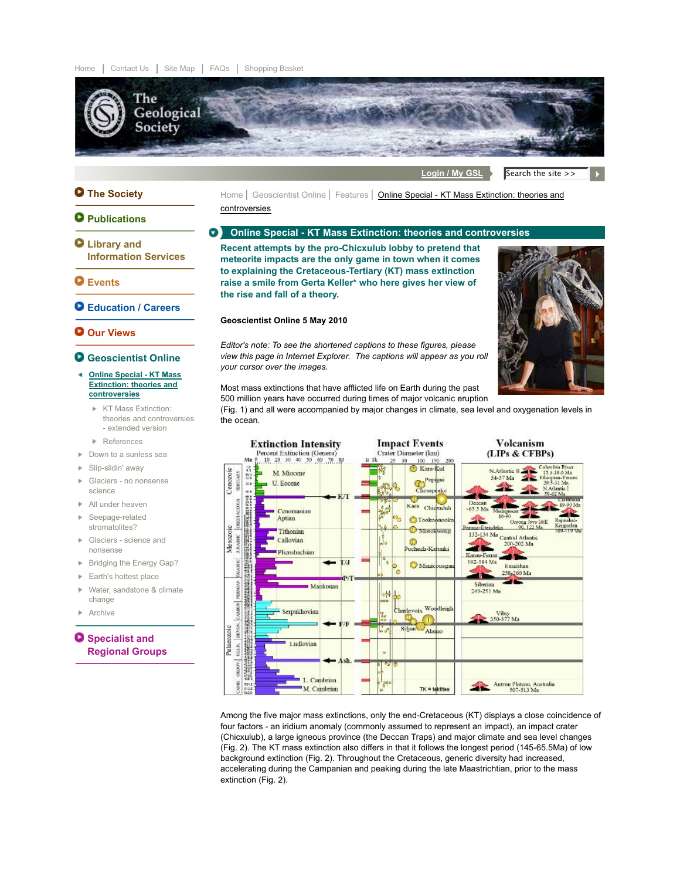Home | Contact Us | Site Map | FAQs | Shopping Basket

The Geological Society

Login / My GSL | Search the site >>

- The Society
- Publications
- Library and Information Services
- Events
- Education / Careers
- Our Views
- Geoscientist Online
  - Online Special - KT Mass Extinction: theories and controversies
    - KT Mass Extinction: theories and controversies - extended version
    - References
  - Down to a sunless sea
  - Slip-slidin' away
  - Glaciers - no nonsense science
  - All under heaven
  - Seepage-related stromatolites?
  - Glaciers - science and nonsense
  - Bridging the Energy Gap?
  - Earth's hottest place
  - Water, sandstone & climate change
  - Archive
- Specialist and Regional Groups

Home | Geoscientist Online | Features | Online Special - KT Mass Extinction: theories and controversies

## Online Special - KT Mass Extinction: theories and controversies

**Recent attempts by the pro-Chicxulub lobby to pretend that meteorite impacts are the only game in town when it comes to explaining the Cretaceous-Tertiary (KT) mass extinction raise a smile from Gerta Keller\* who here gives her view of the rise and fall of a theory.**

**Geoscientist Online 5 May 2010**

*Editor's note: To see the shortened captions to these figures, please view this page in Internet Explorer. The captions will appear as you roll your cursor over the images.*

Most mass extinctions that have afflicted life on Earth during the past 500 million years have occurred during times of major volcanic eruption (Fig. 1) and all were accompanied by major changes in climate, sea level and oxygenation levels in the ocean.

Among the five major mass extinctions, only the end-Cretaceous (KT) displays a close coincidence of four factors - an iridium anomaly (commonly assumed to represent an impact), an impact crater (Chicxulub), a large igneous province (the Deccan Traps) and major climate and sea level changes (Fig. 2). The KT mass extinction also differs in that it follows the longest period (145-65.5Ma) of low background extinction (Fig. 2). Throughout the Cretaceous, generic diversity had increased, accelerating during the Campanian and peaking during the late Maastrichtian, prior to the mass extinction (Fig. 2).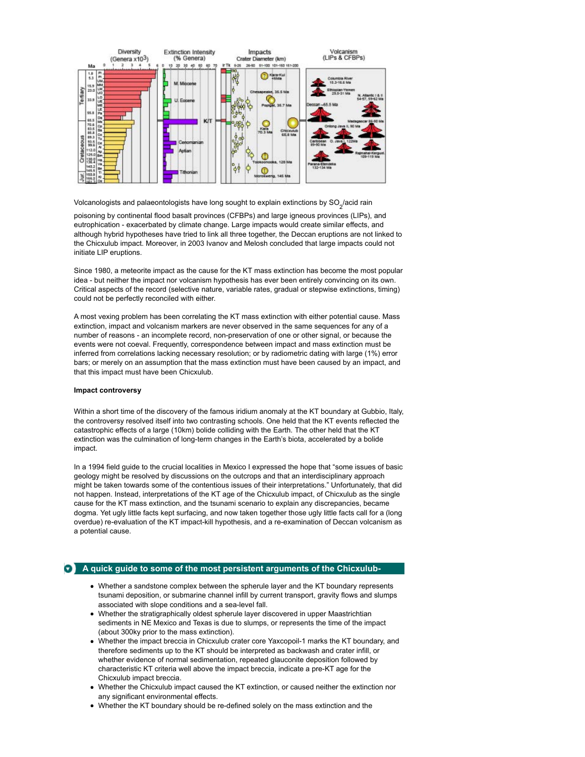Volcanologists and palaeontologists have long sought to explain extinctions by $SO_2$/acid rain poisoning by continental flood basalt provinces (CFBPs) and large igneous provinces (LIPs), and eutrophication - exacerbated by climate change. Large impacts would create similar effects, and although hybrid hypotheses have tried to link all three together, the Deccan eruptions are not linked to the Chicxulub impact. Moreover, in 2003 Ivanov and Melosh concluded that large impacts could not initiate LIP eruptions.

Since 1980, a meteorite impact as the cause for the KT mass extinction has become the most popular idea - but neither the impact nor volcanism hypothesis has ever been entirely convincing on its own. Critical aspects of the record (selective nature, variable rates, gradual or stepwise extinctions, timing) could not be perfectly reconciled with either.

A most vexing problem has been correlating the KT mass extinction with either potential cause. Mass extinction, impact and volcanism markers are never observed in the same sequences for any of a number of reasons - an incomplete record, non-preservation of one or other signal, or because the events were not coeval. Frequently, correspondence between impact and mass extinction must be inferred from correlations lacking necessary resolution; or by radiometric dating with large (1%) error bars; or merely on an assumption that the mass extinction must have been caused by an impact, and that this impact must have been Chicxulub.

**Impact controversy**

Within a short time of the discovery of the famous iridium anomaly at the KT boundary at Gubbio, Italy, the controversy resolved itself into two contrasting schools. One held that the KT events reflected the catastrophic effects of a large (10km) bolide colliding with the Earth. The other held that the KT extinction was the culmination of long-term changes in the Earth's biota, accelerated by a bolide impact.

In a 1994 field guide to the crucial localities in Mexico I expressed the hope that "some issues of basic geology might be resolved by discussions on the outcrops and that an interdisciplinary approach might be taken towards some of the contentious issues of their interpretations." Unfortunately, that did not happen. Instead, interpretations of the KT age of the Chicxulub impact, of Chicxulub as the single cause for the KT mass extinction, and the tsunami scenario to explain any discrepancies, became dogma. Yet ugly little facts kept surfacing, and now taken together those ugly little facts call for a (long overdue) re-evaluation of the KT impact-kill hypothesis, and a re-examination of Deccan volcanism as a potential cause.

## A quick guide to some of the most persistent arguments of the Chicxulub-

- Whether a sandstone complex between the spherule layer and the KT boundary represents tsunami deposition, or submarine channel infill by current transport, gravity flows and slumps associated with slope conditions and a sea-level fall.
- Whether the stratigraphically oldest spherule layer discovered in upper Maastrichtian sediments in NE Mexico and Texas is due to slumps, or represents the time of the impact (about 300ky prior to the mass extinction).
- Whether the impact breccia in Chicxulub crater core Yaxcopoil-1 marks the KT boundary, and therefore sediments up to the KT should be interpreted as backwash and crater infill, or whether evidence of normal sedimentation, repeated glauconite deposition followed by characteristic KT criteria well above the impact breccia, indicate a pre-KT age for the Chicxulub impact breccia.
- Whether the Chicxulub impact caused the KT extinction, or caused neither the extinction nor any significant environmental effects.
- Whether the KT boundary should be re-defined solely on the mass extinction and the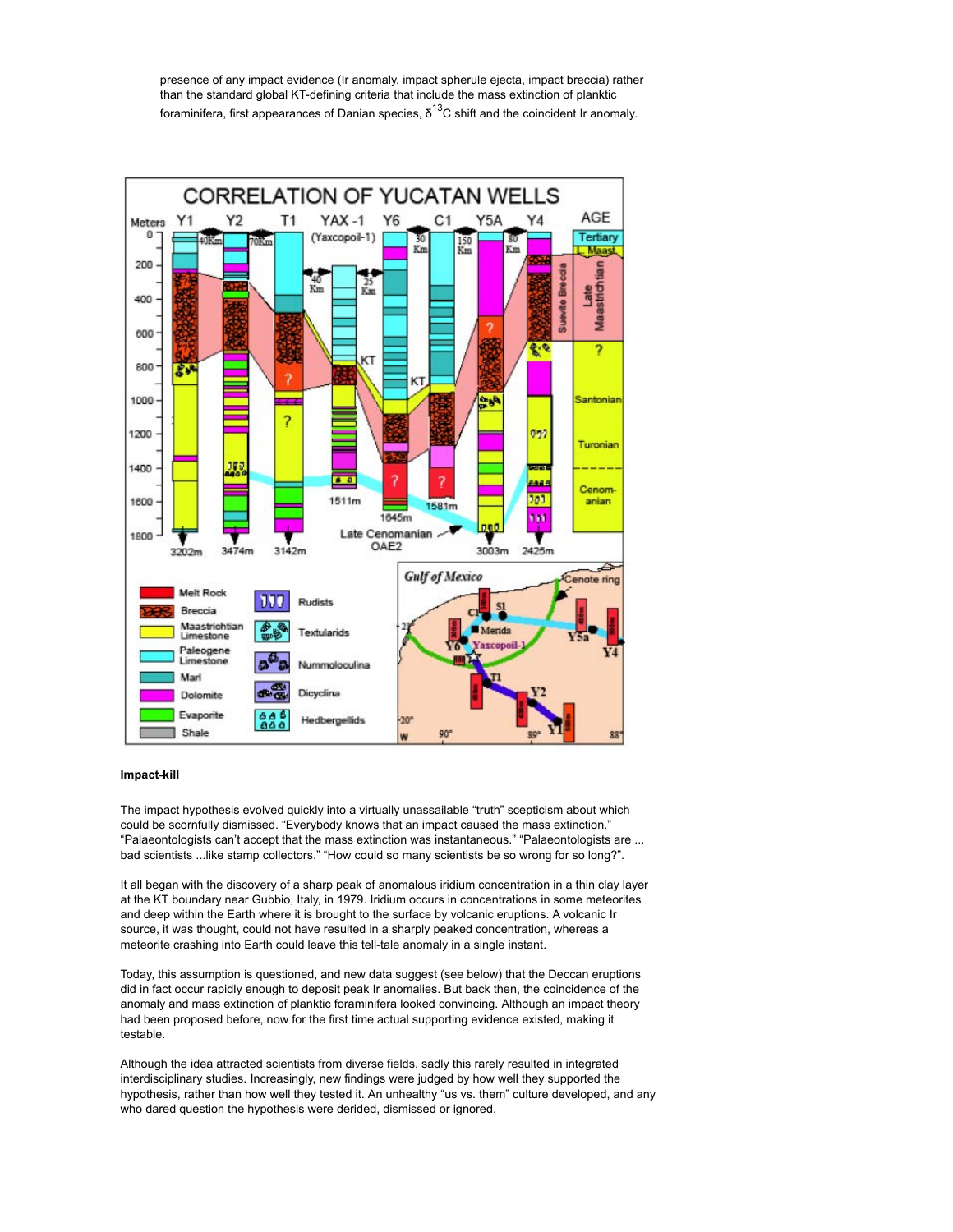presence of any impact evidence (Ir anomaly, impact spherule ejecta, impact breccia) rather than the standard global KT-defining criteria that include the mass extinction of planktic foraminifera, first appearances of Danian species, $\delta^{13}C$ shift and the coincident Ir anomaly.

### Impact-kill

The impact hypothesis evolved quickly into a virtually unassailable "truth" scepticism about which could be scornfully dismissed. "Everybody knows that an impact caused the mass extinction." "Palaeontologists can't accept that the mass extinction was instantaneous." "Palaeontologists are ... bad scientists ...like stamp collectors." "How could so many scientists be so wrong for so long?".

It all began with the discovery of a sharp peak of anomalous iridium concentration in a thin clay layer at the KT boundary near Gubbio, Italy, in 1979. Iridium occurs in concentrations in some meteorites and deep within the Earth where it is brought to the surface by volcanic eruptions. A volcanic Ir source, it was thought, could not have resulted in a sharply peaked concentration, whereas a meteorite crashing into Earth could leave this tell-tale anomaly in a single instant.

Today, this assumption is questioned, and new data suggest (see below) that the Deccan eruptions did in fact occur rapidly enough to deposit peak Ir anomalies. But back then, the coincidence of the anomaly and mass extinction of planktic foraminifera looked convincing. Although an impact theory had been proposed before, now for the first time actual supporting evidence existed, making it testable.

Although the idea attracted scientists from diverse fields, sadly this rarely resulted in integrated interdisciplinary studies. Increasingly, new findings were judged by how well they supported the hypothesis, rather than how well they tested it. An unhealthy "us vs. them" culture developed, and any who dared question the hypothesis were derided, dismissed or ignored.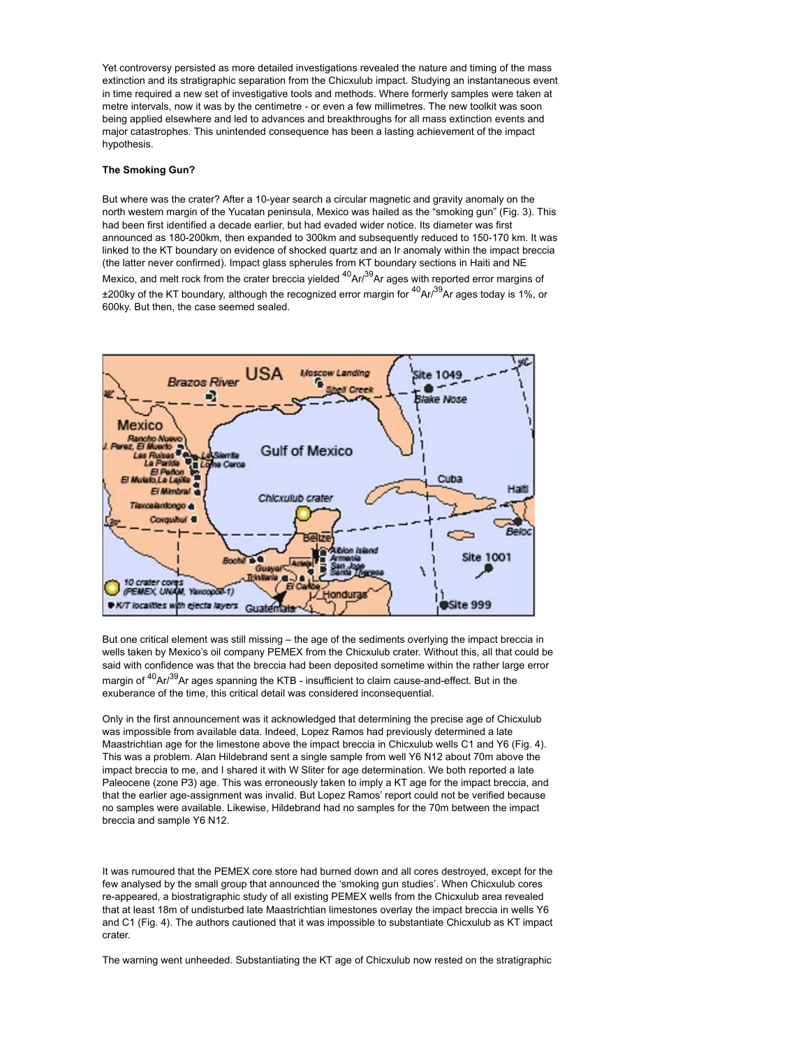Yet controversy persisted as more detailed investigations revealed the nature and timing of the mass extinction and its stratigraphic separation from the Chicxulub impact. Studying an instantaneous event in time required a new set of investigative tools and methods. Where formerly samples were taken at metre intervals, now it was by the centimetre - or even a few millimetres. The new toolkit was soon being applied elsewhere and led to advances and breakthroughs for all mass extinction events and major catastrophes. This unintended consequence has been a lasting achievement of the impact hypothesis.

**The Smoking Gun?**

But where was the crater? After a 10-year search a circular magnetic and gravity anomaly on the north western margin of the Yucatan peninsula, Mexico was hailed as the "smoking gun" (Fig. 3). This had been first identified a decade earlier, but had evaded wider notice. Its diameter was first announced as 180-200km, then expanded to 300km and subsequently reduced to 150-170 km. It was linked to the KT boundary on evidence of shocked quartz and an Ir anomaly within the impact breccia (the latter never confirmed). Impact glass spherules from KT boundary sections in Haiti and NE Mexico, and melt rock from the crater breccia yielded $^{40}Ar/^{39}Ar$ ages with reported error margins of ±200ky of the KT boundary, although the recognized error margin for $^{40}Ar/^{39}Ar$ ages today is 1%, or 600ky. But then, the case seemed sealed.

But one critical element was still missing – the age of the sediments overlying the impact breccia in wells taken by Mexico's oil company PEMEX from the Chicxulub crater. Without this, all that could be said with confidence was that the breccia had been deposited sometime within the rather large error margin of $^{40}Ar/^{39}Ar$ ages spanning the KTB - insufficient to claim cause-and-effect. But in the exuberance of the time, this critical detail was considered inconsequential.

Only in the first announcement was it acknowledged that determining the precise age of Chicxulub was impossible from available data. Indeed, Lopez Ramos had previously determined a late Maastrichtian age for the limestone above the impact breccia in Chicxulub wells C1 and Y6 (Fig. 4). This was a problem. Alan Hildebrand sent a single sample from well Y6 N12 about 70m above the impact breccia to me, and I shared it with W Sliter for age determination. We both reported a late Paleocene (zone P3) age. This was erroneously taken to imply a KT age for the impact breccia, and that the earlier age-assignment was invalid. But Lopez Ramos' report could not be verified because no samples were available. Likewise, Hildebrand had no samples for the 70m between the impact breccia and sample Y6 N12.

It was rumoured that the PEMEX core store had burned down and all cores destroyed, except for the few analysed by the small group that announced the 'smoking gun studies'. When Chicxulub cores re-appeared, a biostratigraphic study of all existing PEMEX wells from the Chicxulub area revealed that at least 18m of undisturbed late Maastrichtian limestones overlay the impact breccia in wells Y6 and C1 (Fig. 4). The authors cautioned that it was impossible to substantiate Chicxulub as KT impact crater.

The warning went unheeded. Substantiating the KT age of Chicxulub now rested on the stratigraphic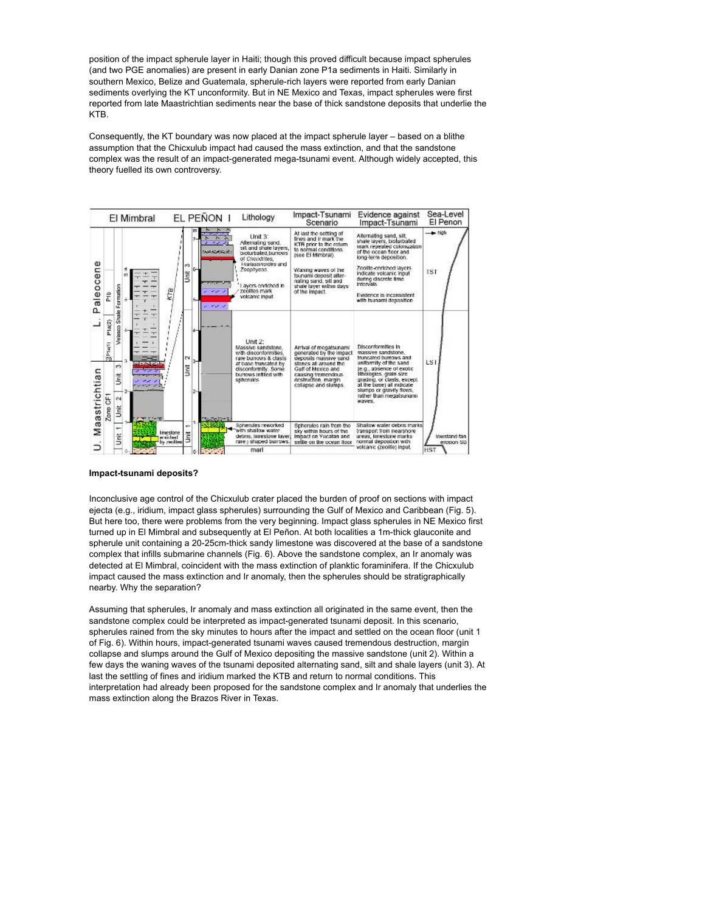position of the impact spherule layer in Haiti; though this proved difficult because impact spherules (and two PGE anomalies) are present in early Danian zone P1a sediments in Haiti. Similarly in southern Mexico, Belize and Guatemala, spherule-rich layers were reported from early Danian sediments overlying the KT unconformity. But in NE Mexico and Texas, impact spherules were first reported from late Maastrichtian sediments near the base of thick sandstone deposits that underlie the KTB.

Consequently, the KT boundary was now placed at the impact spherule layer – based on a blithe assumption that the Chicxulub impact had caused the mass extinction, and that the sandstone complex was the result of an impact-generated mega-tsunami event. Although widely accepted, this theory fuelled its own controversy.

**Impact-tsunami deposits?**

Inconclusive age control of the Chicxulub crater placed the burden of proof on sections with impact ejecta (e.g., iridium, impact glass spherules) surrounding the Gulf of Mexico and Caribbean (Fig. 5). But here too, there were problems from the very beginning. Impact glass spherules in NE Mexico first turned up in El Mimbral and subsequently at El Peñon. At both localities a 1m-thick glauconite and spherule unit containing a 20-25cm-thick sandy limestone was discovered at the base of a sandstone complex that infills submarine channels (Fig. 6). Above the sandstone complex, an Ir anomaly was detected at El Mimbral, coincident with the mass extinction of planktic foraminifera. If the Chicxulub impact caused the mass extinction and Ir anomaly, then the spherules should be stratigraphically nearby. Why the separation?

Assuming that spherules, Ir anomaly and mass extinction all originated in the same event, then the sandstone complex could be interpreted as impact-generated tsunami deposit. In this scenario, spherules rained from the sky minutes to hours after the impact and settled on the ocean floor (unit 1 of Fig. 6). Within hours, impact-generated tsunami waves caused tremendous destruction, margin collapse and slumps around the Gulf of Mexico depositing the massive sandstone (unit 2). Within a few days the waning waves of the tsunami deposited alternating sand, silt and shale layers (unit 3). At last the settling of fines and iridium marked the KTB and return to normal conditions. This interpretation had already been proposed for the sandstone complex and Ir anomaly that underlies the mass extinction along the Brazos River in Texas.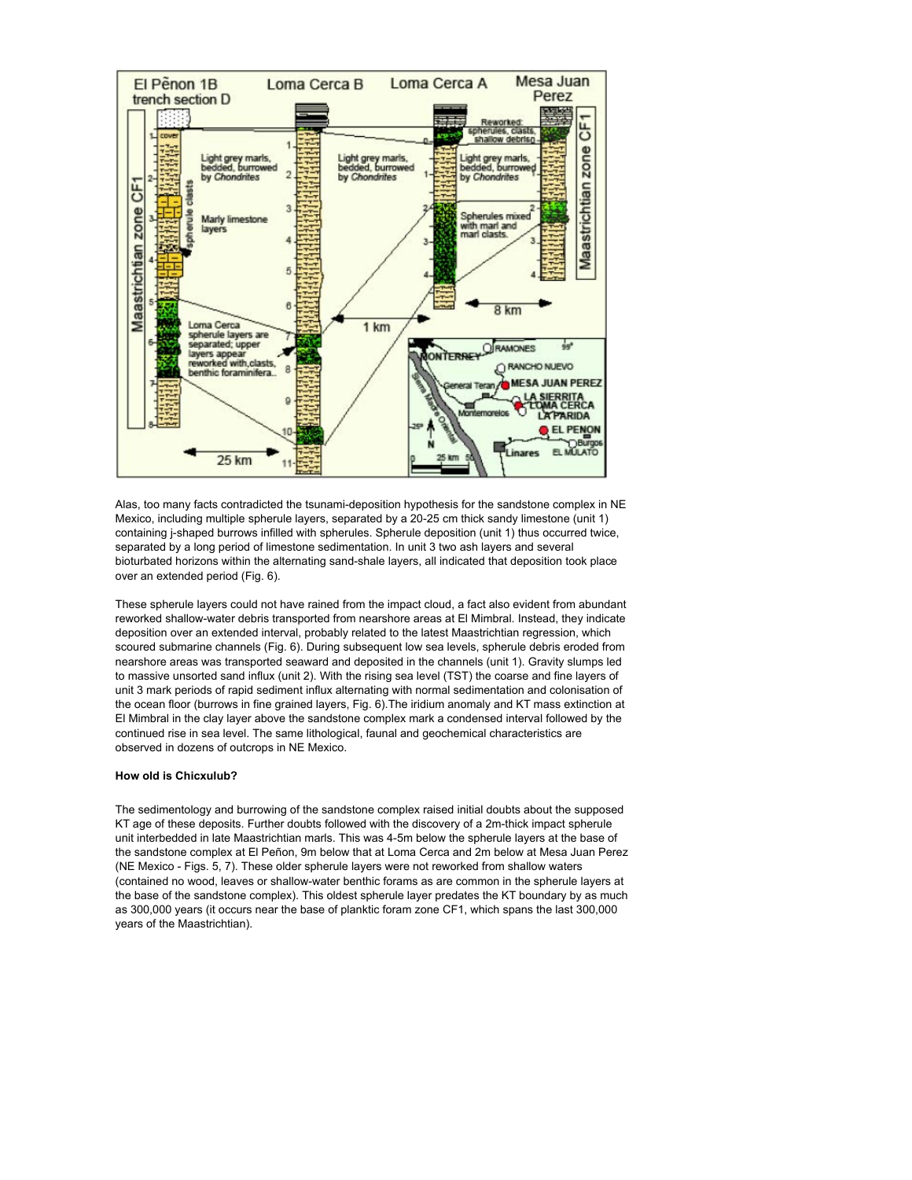Alas, too many facts contradicted the tsunami-deposition hypothesis for the sandstone complex in NE Mexico, including multiple spherule layers, separated by a 20-25 cm thick sandy limestone (unit 1) containing j-shaped burrows infilled with spherules. Spherule deposition (unit 1) thus occurred twice, separated by a long period of limestone sedimentation. In unit 3 two ash layers and several bioturbated horizons within the alternating sand-shale layers, all indicated that deposition took place over an extended period (Fig. 6).

These spherule layers could not have rained from the impact cloud, a fact also evident from abundant reworked shallow-water debris transported from nearshore areas at El Mimbral. Instead, they indicate deposition over an extended interval, probably related to the latest Maastrichtian regression, which scoured submarine channels (Fig. 6). During subsequent low sea levels, spherule debris eroded from nearshore areas was transported seaward and deposited in the channels (unit 1). Gravity slumps led to massive unsorted sand influx (unit 2). With the rising sea level (TST) the coarse and fine layers of unit 3 mark periods of rapid sediment influx alternating with normal sedimentation and colonisation of the ocean floor (burrows in fine grained layers, Fig. 6).The iridium anomaly and KT mass extinction at El Mimbral in the clay layer above the sandstone complex mark a condensed interval followed by the continued rise in sea level. The same lithological, faunal and geochemical characteristics are observed in dozens of outcrops in NE Mexico.

**How old is Chicxulub?**

The sedimentology and burrowing of the sandstone complex raised initial doubts about the supposed KT age of these deposits. Further doubts followed with the discovery of a 2m-thick impact spherule unit interbedded in late Maastrichtian marls. This was 4-5m below the spherule layers at the base of the sandstone complex at El Peñon, 9m below that at Loma Cerca and 2m below at Mesa Juan Perez (NE Mexico - Figs. 5, 7). These older spherule layers were not reworked from shallow waters (contained no wood, leaves or shallow-water benthic forams as are common in the spherule layers at the base of the sandstone complex). This oldest spherule layer predates the KT boundary by as much as 300,000 years (it occurs near the base of planktic foram zone CF1, which spans the last 300,000 years of the Maastrichtian).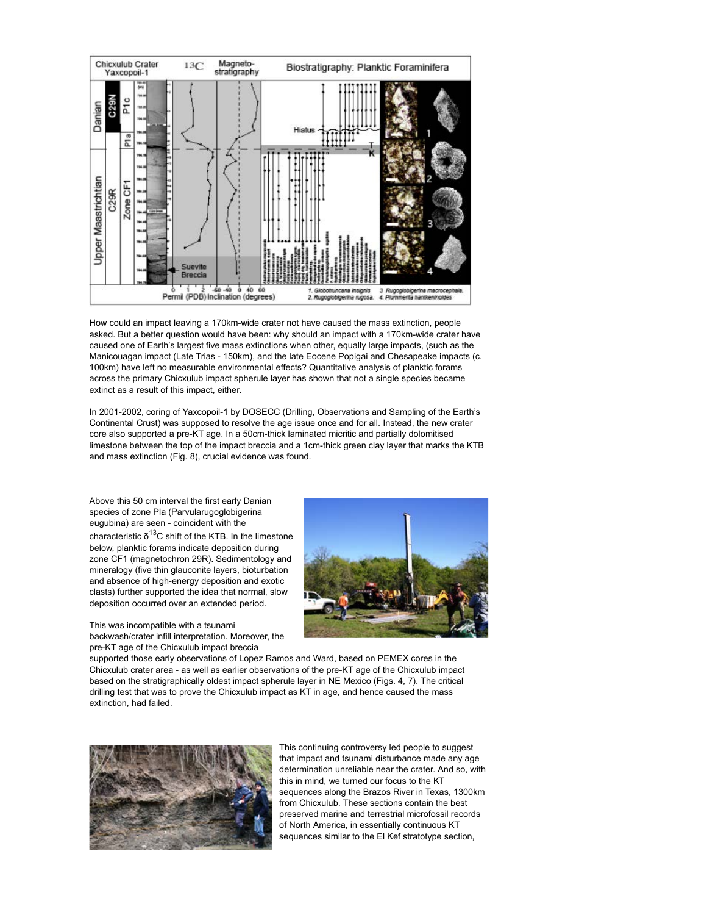How could an impact leaving a 170km-wide crater not have caused the mass extinction, people asked. But a better question would have been: why should an impact with a 170km-wide crater have caused one of Earth's largest five mass extinctions when other, equally large impacts, (such as the Manicouagan impact (Late Trias - 150km), and the late Eocene Popigai and Chesapeake impacts (c. 100km) have left no measurable environmental effects? Quantitative analysis of planktic forams across the primary Chicxulub impact spherule layer has shown that not a single species became extinct as a result of this impact, either.

In 2001-2002, coring of Yaxcopoil-1 by DOSECC (Drilling, Observations and Sampling of the Earth's Continental Crust) was supposed to resolve the age issue once and for all. Instead, the new crater core also supported a pre-KT age. In a 50cm-thick laminated micritic and partially dolomitised limestone between the top of the impact breccia and a 1cm-thick green clay layer that marks the KTB and mass extinction (Fig. 8), crucial evidence was found.

Above this 50 cm interval the first early Danian species of zone Pla (Parvularugoglobigerina eugubina) are seen - coincident with the characteristic $\delta^{13}C$ shift of the KTB. In the limestone below, planktic forams indicate deposition during zone CF1 (magnetochron 29R). Sedimentology and mineralogy (five thin glauconite layers, bioturbation and absence of high-energy deposition and exotic clasts) further supported the idea that normal, slow deposition occurred over an extended period.

This was incompatible with a tsunami backwash/crater infill interpretation. Moreover, the pre-KT age of the Chicxulub impact breccia supported those early observations of Lopez Ramos and Ward, based on PEMEX cores in the Chicxulub crater area - as well as earlier observations of the pre-KT age of the Chicxulub impact based on the stratigraphically oldest impact spherule layer in NE Mexico (Figs. 4, 7). The critical drilling test that was to prove the Chicxulub impact as KT in age, and hence caused the mass extinction, had failed.

This continuing controversy led people to suggest that impact and tsunami disturbance made any age determination unreliable near the crater. And so, with this in mind, we turned our focus to the KT sequences along the Brazos River in Texas, 1300km from Chicxulub. These sections contain the best preserved marine and terrestrial microfossil records of North America, in essentially continuous KT sequences similar to the El Kef stratotype section,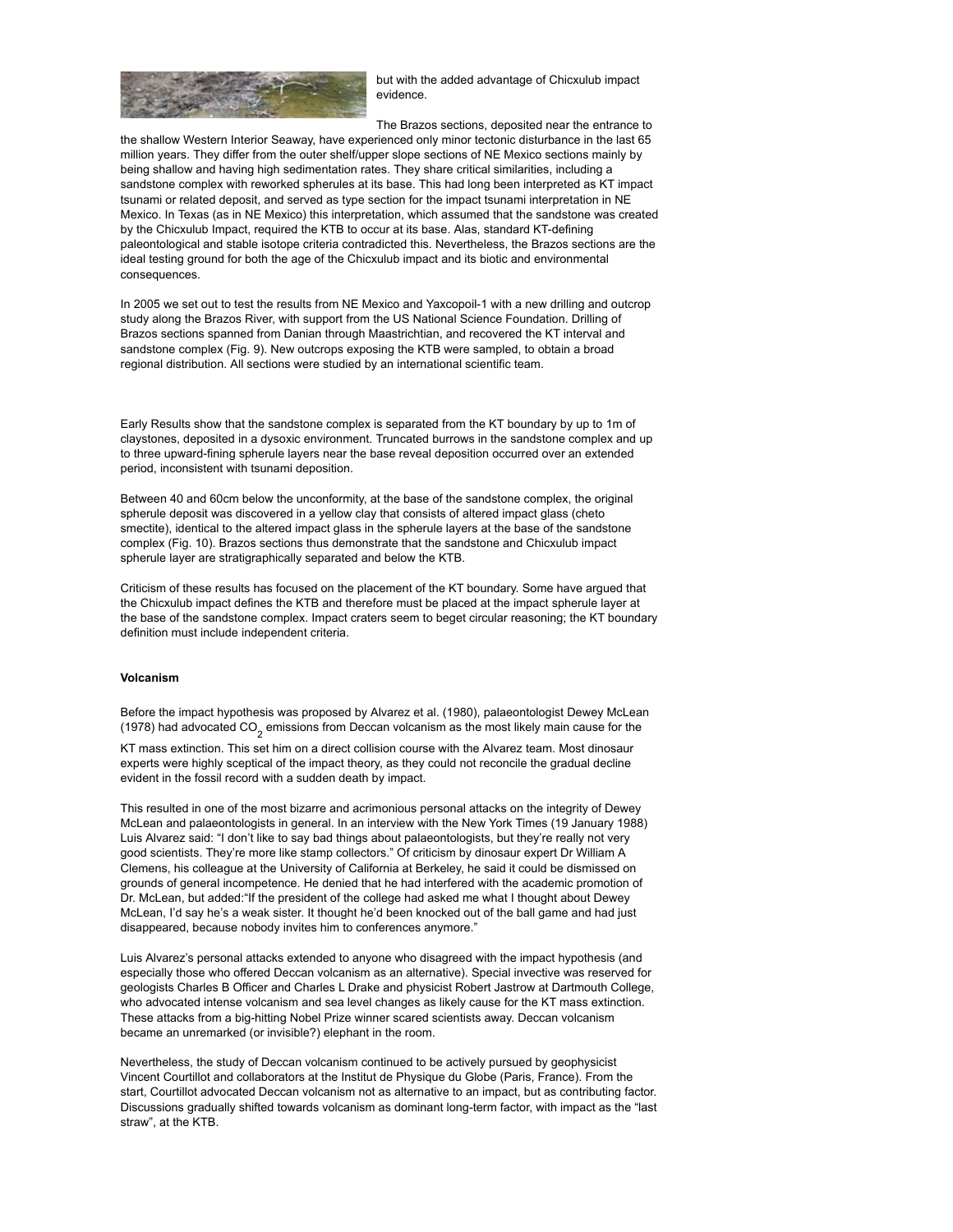but with the added advantage of Chicxulub impact evidence.

The Brazos sections, deposited near the entrance to the shallow Western Interior Seaway, have experienced only minor tectonic disturbance in the last 65 million years. They differ from the outer shelf/upper slope sections of NE Mexico sections mainly by being shallow and having high sedimentation rates. They share critical similarities, including a sandstone complex with reworked spherules at its base. This had long been interpreted as KT impact tsunami or related deposit, and served as type section for the impact tsunami interpretation in NE Mexico. In Texas (as in NE Mexico) this interpretation, which assumed that the sandstone was created by the Chicxulub Impact, required the KTB to occur at its base. Alas, standard KT-defining paleontological and stable isotope criteria contradicted this. Nevertheless, the Brazos sections are the ideal testing ground for both the age of the Chicxulub impact and its biotic and environmental consequences.

In 2005 we set out to test the results from NE Mexico and Yaxcopoil-1 with a new drilling and outcrop study along the Brazos River, with support from the US National Science Foundation. Drilling of Brazos sections spanned from Danian through Maastrichtian, and recovered the KT interval and sandstone complex (Fig. 9). New outcrops exposing the KTB were sampled, to obtain a broad regional distribution. All sections were studied by an international scientific team.

Early Results show that the sandstone complex is separated from the KT boundary by up to 1m of claystones, deposited in a dysoxic environment. Truncated burrows in the sandstone complex and up to three upward-fining spherule layers near the base reveal deposition occurred over an extended period, inconsistent with tsunami deposition.

Between 40 and 60cm below the unconformity, at the base of the sandstone complex, the original spherule deposit was discovered in a yellow clay that consists of altered impact glass (cheto smectite), identical to the altered impact glass in the spherule layers at the base of the sandstone complex (Fig. 10). Brazos sections thus demonstrate that the sandstone and Chicxulub impact spherule layer are stratigraphically separated and below the KTB.

Criticism of these results has focused on the placement of the KT boundary. Some have argued that the Chicxulub impact defines the KTB and therefore must be placed at the impact spherule layer at the base of the sandstone complex. Impact craters seem to beget circular reasoning; the KT boundary definition must include independent criteria.

**Volcanism**

Before the impact hypothesis was proposed by Alvarez et al. (1980), palaeontologist Dewey McLean (1978) had advocated $CO_2$ emissions from Deccan volcanism as the most likely main cause for the KT mass extinction. This set him on a direct collision course with the Alvarez team. Most dinosaur experts were highly sceptical of the impact theory, as they could not reconcile the gradual decline evident in the fossil record with a sudden death by impact.

This resulted in one of the most bizarre and acrimonious personal attacks on the integrity of Dewey McLean and palaeontologists in general. In an interview with the New York Times (19 January 1988) Luis Alvarez said: "I don't like to say bad things about palaeontologists, but they're really not very good scientists. They're more like stamp collectors." Of criticism by dinosaur expert Dr William A Clemens, his colleague at the University of California at Berkeley, he said it could be dismissed on grounds of general incompetence. He denied that he had interfered with the academic promotion of Dr. McLean, but added:"If the president of the college had asked me what I thought about Dewey McLean, I'd say he's a weak sister. It thought he'd been knocked out of the ball game and had just disappeared, because nobody invites him to conferences anymore."

Luis Alvarez's personal attacks extended to anyone who disagreed with the impact hypothesis (and especially those who offered Deccan volcanism as an alternative). Special invective was reserved for geologists Charles B Officer and Charles L Drake and physicist Robert Jastrow at Dartmouth College, who advocated intense volcanism and sea level changes as likely cause for the KT mass extinction. These attacks from a big-hitting Nobel Prize winner scared scientists away. Deccan volcanism became an unremarked (or invisible?) elephant in the room.

Nevertheless, the study of Deccan volcanism continued to be actively pursued by geophysicist Vincent Courtillot and collaborators at the Institut de Physique du Globe (Paris, France). From the start, Courtillot advocated Deccan volcanism not as alternative to an impact, but as contributing factor. Discussions gradually shifted towards volcanism as dominant long-term factor, with impact as the "last straw", at the KTB.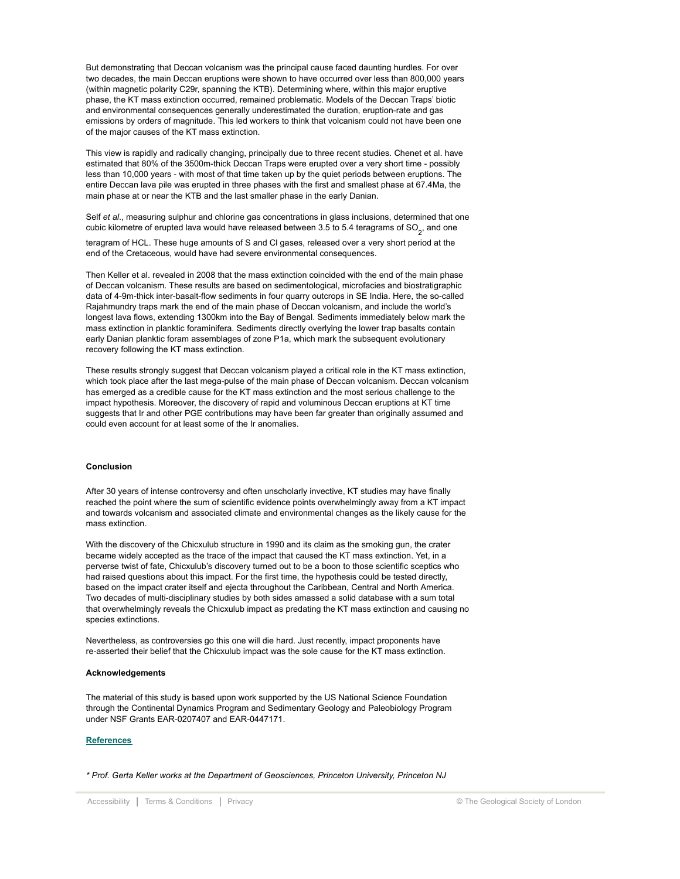But demonstrating that Deccan volcanism was the principal cause faced daunting hurdles. For over two decades, the main Deccan eruptions were shown to have occurred over less than 800,000 years (within magnetic polarity C29r, spanning the KTB). Determining where, within this major eruptive phase, the KT mass extinction occurred, remained problematic. Models of the Deccan Traps' biotic and environmental consequences generally underestimated the duration, eruption-rate and gas emissions by orders of magnitude. This led workers to think that volcanism could not have been one of the major causes of the KT mass extinction.

This view is rapidly and radically changing, principally due to three recent studies. Chenet et al. have estimated that 80% of the 3500m-thick Deccan Traps were erupted over a very short time - possibly less than 10,000 years - with most of that time taken up by the quiet periods between eruptions. The entire Deccan lava pile was erupted in three phases with the first and smallest phase at 67.4Ma, the main phase at or near the KTB and the last smaller phase in the early Danian.

Self *et al*., measuring sulphur and chlorine gas concentrations in glass inclusions, determined that one cubic kilometre of erupted lava would have released between 3.5 to 5.4 teragrams of $SO_2$, and one teragram of HCL. These huge amounts of S and Cl gases, released over a very short period at the end of the Cretaceous, would have had severe environmental consequences.

Then Keller et al. revealed in 2008 that the mass extinction coincided with the end of the main phase of Deccan volcanism. These results are based on sedimentological, microfacies and biostratigraphic data of 4-9m-thick inter-basalt-flow sediments in four quarry outcrops in SE India. Here, the so-called Rajahmundry traps mark the end of the main phase of Deccan volcanism, and include the world's longest lava flows, extending 1300km into the Bay of Bengal. Sediments immediately below mark the mass extinction in planktic foraminifera. Sediments directly overlying the lower trap basalts contain early Danian planktic foram assemblages of zone P1a, which mark the subsequent evolutionary recovery following the KT mass extinction.

These results strongly suggest that Deccan volcanism played a critical role in the KT mass extinction, which took place after the last mega-pulse of the main phase of Deccan volcanism. Deccan volcanism has emerged as a credible cause for the KT mass extinction and the most serious challenge to the impact hypothesis. Moreover, the discovery of rapid and voluminous Deccan eruptions at KT time suggests that Ir and other PGE contributions may have been far greater than originally assumed and could even account for at least some of the Ir anomalies.

**Conclusion**

After 30 years of intense controversy and often unscholarly invective, KT studies may have finally reached the point where the sum of scientific evidence points overwhelmingly away from a KT impact and towards volcanism and associated climate and environmental changes as the likely cause for the mass extinction.

With the discovery of the Chicxulub structure in 1990 and its claim as the smoking gun, the crater became widely accepted as the trace of the impact that caused the KT mass extinction. Yet, in a perverse twist of fate, Chicxulub's discovery turned out to be a boon to those scientific sceptics who had raised questions about this impact. For the first time, the hypothesis could be tested directly, based on the impact crater itself and ejecta throughout the Caribbean, Central and North America. Two decades of multi-disciplinary studies by both sides amassed a solid database with a sum total that overwhelmingly reveals the Chicxulub impact as predating the KT mass extinction and causing no species extinctions.

Nevertheless, as controversies go this one will die hard. Just recently, impact proponents have re-asserted their belief that the Chicxulub impact was the sole cause for the KT mass extinction.

**Acknowledgements**

The material of this study is based upon work supported by the US National Science Foundation through the Continental Dynamics Program and Sedimentary Geology and Paleobiology Program under NSF Grants EAR-0207407 and EAR-0447171.

**References**

*\* Prof. Gerta Keller works at the Department of Geosciences, Princeton University, Princeton NJ*